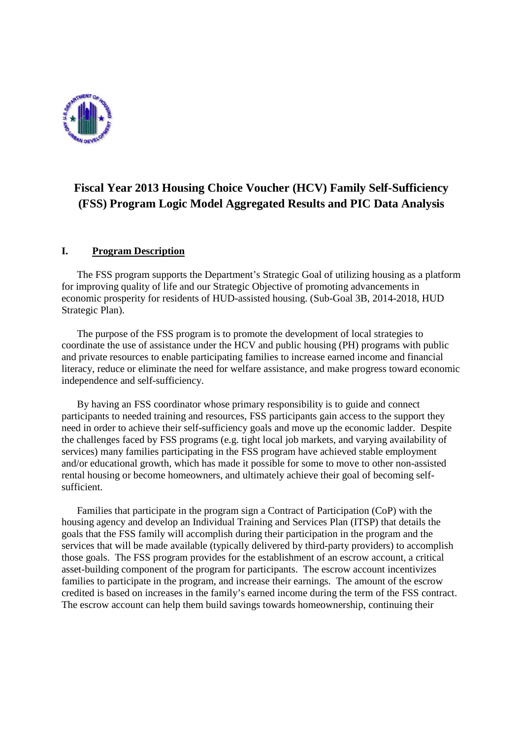# Fiscal Year 2013 Housing Choice Voucher (HCV) Family Self-Sufficiency (FSS) Program Logic Model Aggregated Results and PIC Data Analysis

## I. Program Description

The FSS program supports the Department's Strategic Goal of utilizing housing as a platform for improving quality of life and our Strategic Objective of promoting advancements in economic prosperity for residents of HUD-assisted housing. (Sub-Goal 3B, 2014-2018, HUD Strategic Plan).

The purpose of the FSS program is to promote the development of local strategies to coordinate the use of assistance under the HCV and public housing (PH) programs with public and private resources to enable participating families to increase earned income and financial literacy, reduce or eliminate the need for welfare assistance, and make progress toward economic independence and self-sufficiency.

By having an FSS coordinator whose primary responsibility is to guide and connect participants to needed training and resources, FSS participants gain access to the support they need in order to achieve their self-sufficiency goals and move up the economic ladder. Despite the challenges faced by FSS programs (e.g. tight local job markets, and varying availability of services) many families participating in the FSS program have achieved stable employment and/or educational growth, which has made it possible for some to move to other non-assisted rental housing or become homeowners, and ultimately achieve their goal of becoming self-sufficient.

Families that participate in the program sign a Contract of Participation (CoP) with the housing agency and develop an Individual Training and Services Plan (ITSP) that details the goals that the FSS family will accomplish during their participation in the program and the services that will be made available (typically delivered by third-party providers) to accomplish those goals. The FSS program provides for the establishment of an escrow account, a critical asset-building component of the program for participants. The escrow account incentivizes families to participate in the program, and increase their earnings. The amount of the escrow credited is based on increases in the family's earned income during the term of the FSS contract. The escrow account can help them build savings towards homeownership, continuing their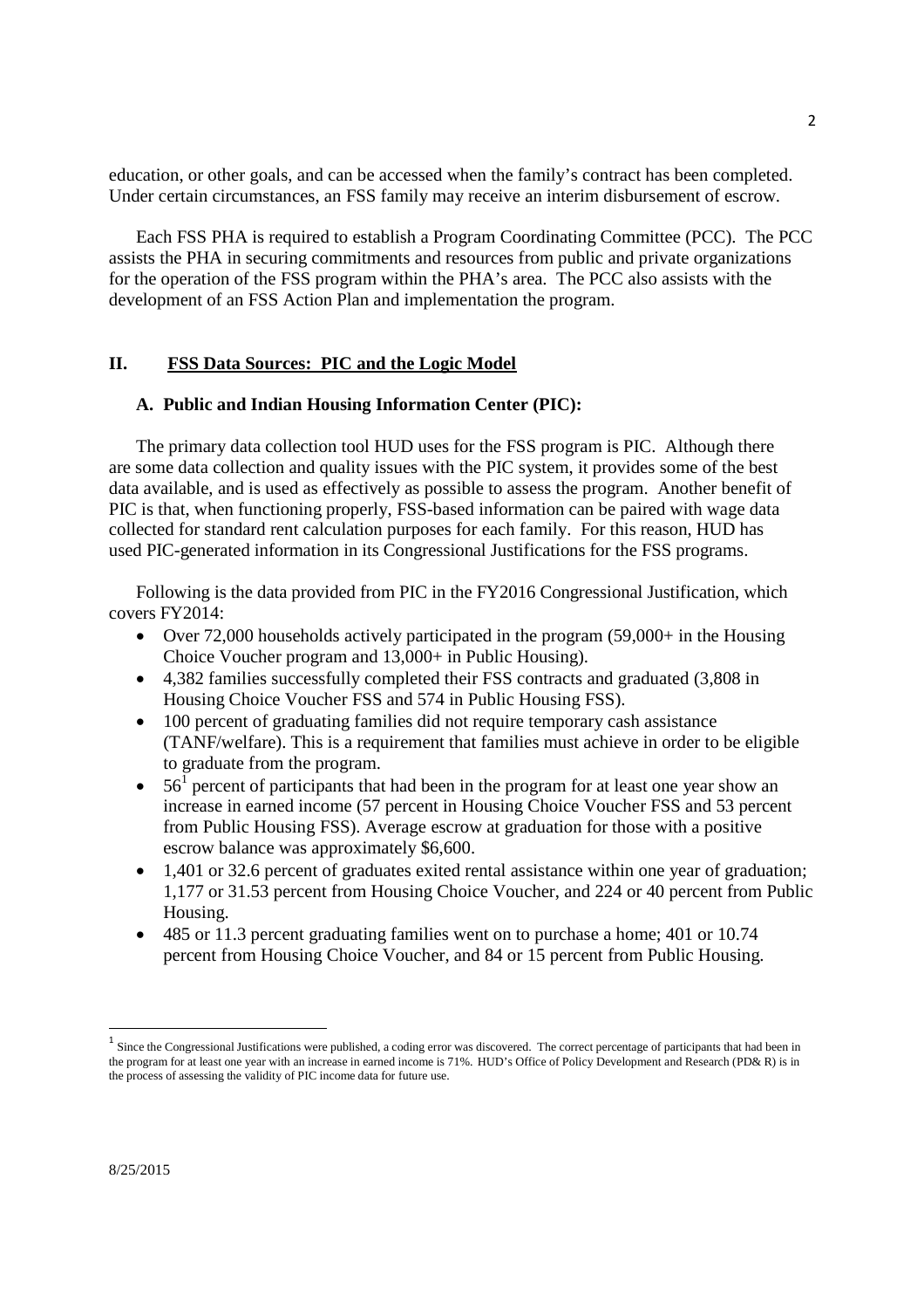education, or other goals, and can be accessed when the family's contract has been completed. Under certain circumstances, an FSS family may receive an interim disbursement of escrow.

Each FSS PHA is required to establish a Program Coordinating Committee (PCC). The PCC assists the PHA in securing commitments and resources from public and private organizations for the operation of the FSS program within the PHA's area. The PCC also assists with the development of an FSS Action Plan and implementation the program.

## II. FSS Data Sources: PIC and the Logic Model

### A. Public and Indian Housing Information Center (PIC):

The primary data collection tool HUD uses for the FSS program is PIC. Although there are some data collection and quality issues with the PIC system, it provides some of the best data available, and is used as effectively as possible to assess the program. Another benefit of PIC is that, when functioning properly, FSS-based information can be paired with wage data collected for standard rent calculation purposes for each family. For this reason, HUD has used PIC-generated information in its Congressional Justifications for the FSS programs.

Following is the data provided from PIC in the FY2016 Congressional Justification, which covers FY2014:

- Over 72,000 households actively participated in the program (59,000+ in the Housing Choice Voucher program and 13,000+ in Public Housing).
- 4,382 families successfully completed their FSS contracts and graduated (3,808 in Housing Choice Voucher FSS and 574 in Public Housing FSS).
- 100 percent of graduating families did not require temporary cash assistance (TANF/welfare). This is a requirement that families must achieve in order to be eligible to graduate from the program.
- 56[1] percent of participants that had been in the program for at least one year show an increase in earned income (57 percent in Housing Choice Voucher FSS and 53 percent from Public Housing FSS). Average escrow at graduation for those with a positive escrow balance was approximately $6,600.
- 1,401 or 32.6 percent of graduates exited rental assistance within one year of graduation; 1,177 or 31.53 percent from Housing Choice Voucher, and 224 or 40 percent from Public Housing.
- 485 or 11.3 percent graduating families went on to purchase a home; 401 or 10.74 percent from Housing Choice Voucher, and 84 or 15 percent from Public Housing.

[1] Since the Congressional Justifications were published, a coding error was discovered. The correct percentage of participants that had been in the program for at least one year with an increase in earned income is 71%. HUD's Office of Policy Development and Research (PD& R) is in the process of assessing the validity of PIC income data for future use.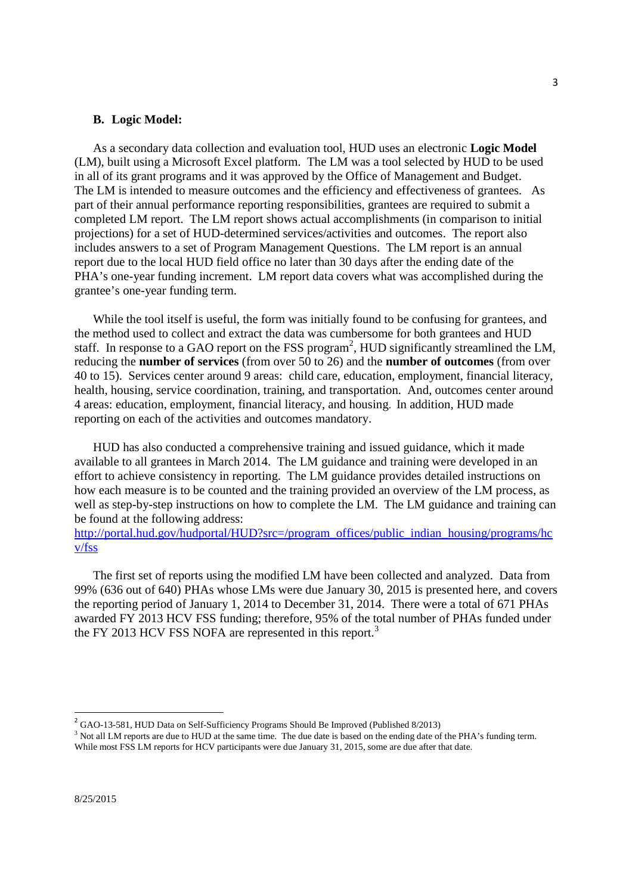### B. Logic Model:

As a secondary data collection and evaluation tool, HUD uses an electronic **Logic Model** (LM), built using a Microsoft Excel platform. The LM was a tool selected by HUD to be used in all of its grant programs and it was approved by the Office of Management and Budget. The LM is intended to measure outcomes and the efficiency and effectiveness of grantees. As part of their annual performance reporting responsibilities, grantees are required to submit a completed LM report. The LM report shows actual accomplishments (in comparison to initial projections) for a set of HUD-determined services/activities and outcomes. The report also includes answers to a set of Program Management Questions. The LM report is an annual report due to the local HUD field office no later than 30 days after the ending date of the PHA's one-year funding increment. LM report data covers what was accomplished during the grantee's one-year funding term.

While the tool itself is useful, the form was initially found to be confusing for grantees, and the method used to collect and extract the data was cumbersome for both grantees and HUD staff. In response to a GAO report on the FSS program[2], HUD significantly streamlined the LM, reducing the **number of services** (from over 50 to 26) and the **number of outcomes** (from over 40 to 15). Services center around 9 areas: child care, education, employment, financial literacy, health, housing, service coordination, training, and transportation. And, outcomes center around 4 areas: education, employment, financial literacy, and housing. In addition, HUD made reporting on each of the activities and outcomes mandatory.

HUD has also conducted a comprehensive training and issued guidance, which it made available to all grantees in March 2014. The LM guidance and training were developed in an effort to achieve consistency in reporting. The LM guidance provides detailed instructions on how each measure is to be counted and the training provided an overview of the LM process, as well as step-by-step instructions on how to complete the LM. The LM guidance and training can be found at the following address:
http://portal.hud.gov/hudportal/HUD?src=/program_offices/public_indian_housing/programs/hcv/fss

The first set of reports using the modified LM have been collected and analyzed. Data from 99% (636 out of 640) PHAs whose LMs were due January 30, 2015 is presented here, and covers the reporting period of January 1, 2014 to December 31, 2014. There were a total of 671 PHAs awarded FY 2013 HCV FSS funding; therefore, 95% of the total number of PHAs funded under the FY 2013 HCV FSS NOFA are represented in this report.[3]

---

[2] GAO-13-581, HUD Data on Self-Sufficiency Programs Should Be Improved (Published 8/2013)

[3] Not all LM reports are due to HUD at the same time. The due date is based on the ending date of the PHA's funding term. While most FSS LM reports for HCV participants were due January 31, 2015, some are due after that date.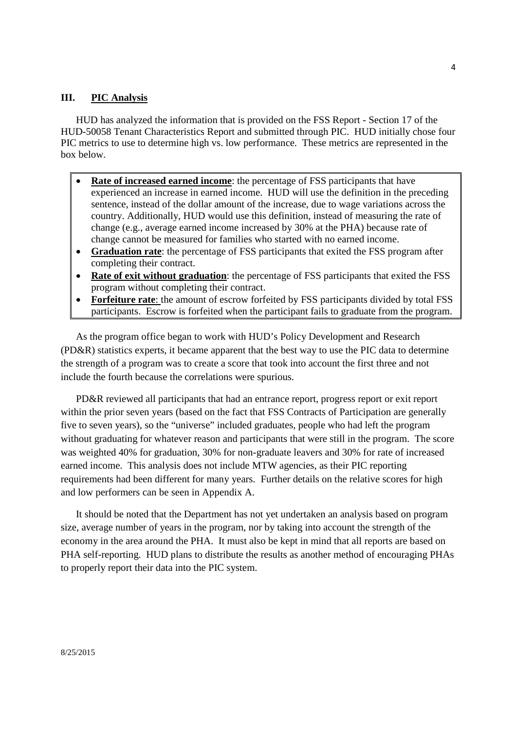## III. PIC Analysis

HUD has analyzed the information that is provided on the FSS Report - Section 17 of the HUD-50058 Tenant Characteristics Report and submitted through PIC. HUD initially chose four PIC metrics to use to determine high vs. low performance. These metrics are represented in the box below.

- **Rate of increased earned income**: the percentage of FSS participants that have experienced an increase in earned income. HUD will use the definition in the preceding sentence, instead of the dollar amount of the increase, due to wage variations across the country. Additionally, HUD would use this definition, instead of measuring the rate of change (e.g., average earned income increased by 30% at the PHA) because rate of change cannot be measured for families who started with no earned income.
- **Graduation rate**: the percentage of FSS participants that exited the FSS program after completing their contract.
- **Rate of exit without graduation**: the percentage of FSS participants that exited the FSS program without completing their contract.
- **Forfeiture rate**: the amount of escrow forfeited by FSS participants divided by total FSS participants. Escrow is forfeited when the participant fails to graduate from the program.

As the program office began to work with HUD's Policy Development and Research (PD&R) statistics experts, it became apparent that the best way to use the PIC data to determine the strength of a program was to create a score that took into account the first three and not include the fourth because the correlations were spurious.

PD&R reviewed all participants that had an entrance report, progress report or exit report within the prior seven years (based on the fact that FSS Contracts of Participation are generally five to seven years), so the "universe" included graduates, people who had left the program without graduating for whatever reason and participants that were still in the program. The score was weighted 40% for graduation, 30% for non-graduate leavers and 30% for rate of increased earned income. This analysis does not include MTW agencies, as their PIC reporting requirements had been different for many years. Further details on the relative scores for high and low performers can be seen in Appendix A.

It should be noted that the Department has not yet undertaken an analysis based on program size, average number of years in the program, nor by taking into account the strength of the economy in the area around the PHA. It must also be kept in mind that all reports are based on PHA self-reporting. HUD plans to distribute the results as another method of encouraging PHAs to properly report their data into the PIC system.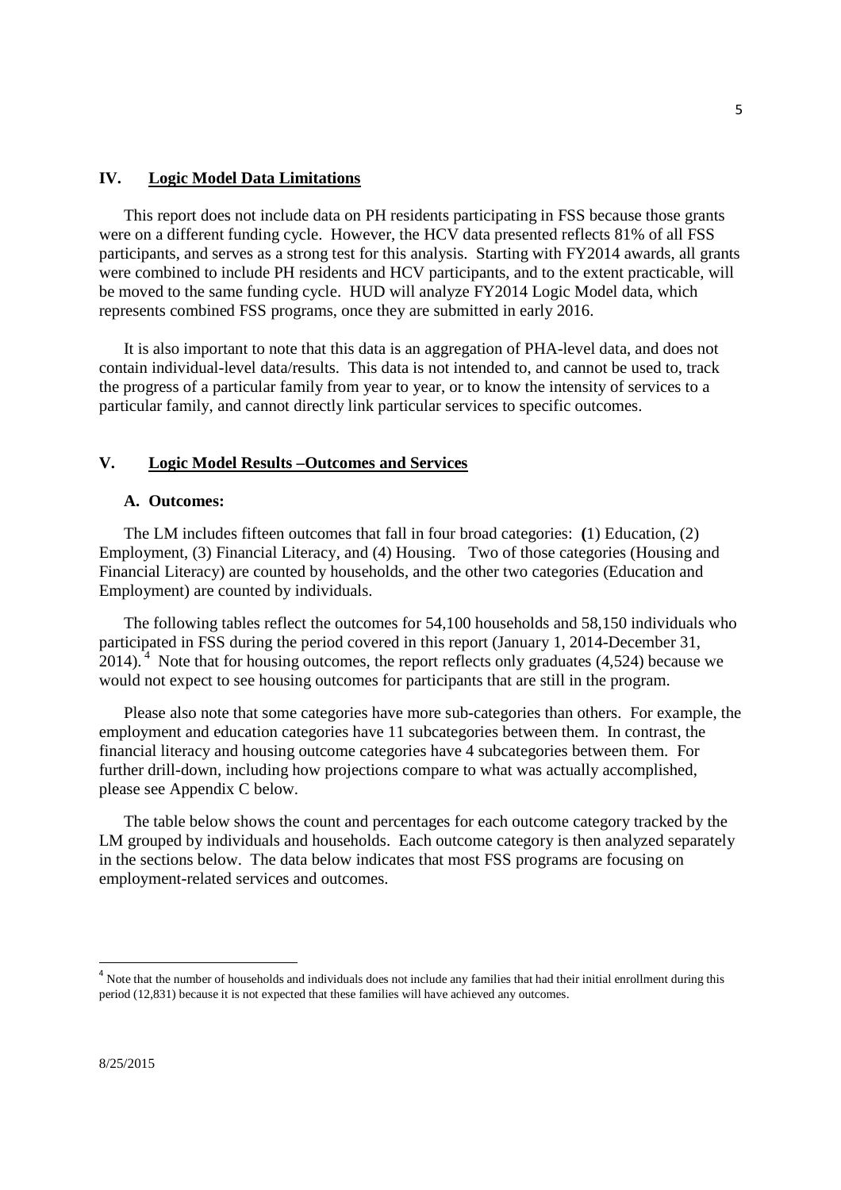## IV. Logic Model Data Limitations

This report does not include data on PH residents participating in FSS because those grants were on a different funding cycle. However, the HCV data presented reflects 81% of all FSS participants, and serves as a strong test for this analysis. Starting with FY2014 awards, all grants were combined to include PH residents and HCV participants, and to the extent practicable, will be moved to the same funding cycle. HUD will analyze FY2014 Logic Model data, which represents combined FSS programs, once they are submitted in early 2016.

It is also important to note that this data is an aggregation of PHA-level data, and does not contain individual-level data/results. This data is not intended to, and cannot be used to, track the progress of a particular family from year to year, or to know the intensity of services to a particular family, and cannot directly link particular services to specific outcomes.

## V. Logic Model Results –Outcomes and Services

### A. Outcomes:

The LM includes fifteen outcomes that fall in four broad categories: **(**1) Education, (2) Employment, (3) Financial Literacy, and (4) Housing. Two of those categories (Housing and Financial Literacy) are counted by households, and the other two categories (Education and Employment) are counted by individuals.

The following tables reflect the outcomes for 54,100 households and 58,150 individuals who participated in FSS during the period covered in this report (January 1, 2014-December 31, 2014).[4] Note that for housing outcomes, the report reflects only graduates (4,524) because we would not expect to see housing outcomes for participants that are still in the program.

Please also note that some categories have more sub-categories than others. For example, the employment and education categories have 11 subcategories between them. In contrast, the financial literacy and housing outcome categories have 4 subcategories between them. For further drill-down, including how projections compare to what was actually accomplished, please see Appendix C below.

The table below shows the count and percentages for each outcome category tracked by the LM grouped by individuals and households. Each outcome category is then analyzed separately in the sections below. The data below indicates that most FSS programs are focusing on employment-related services and outcomes.

---

[4] Note that the number of households and individuals does not include any families that had their initial enrollment during this period (12,831) because it is not expected that these families will have achieved any outcomes.

8/25/2015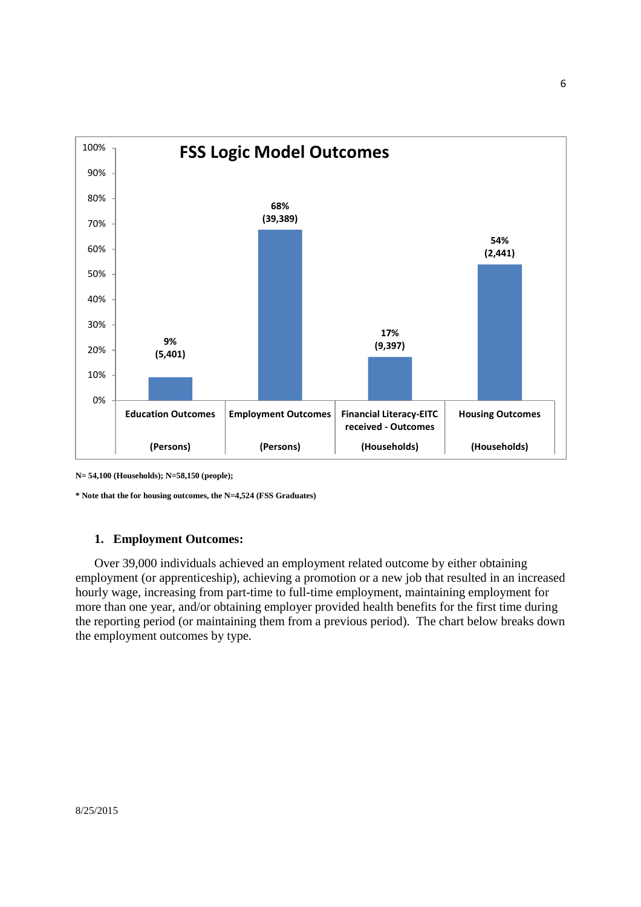**FSS Logic Model Outcomes**

| Outcome | Percent | Count |
|---|---|---|
| Education Outcomes (Persons) | 9% | (5,401) |
| Employment Outcomes (Persons) | 68% | (39,389) |
| Financial Literacy-EITC received - Outcomes (Households) | 17% | (9,397) |
| Housing Outcomes (Households) | 54% | (2,441) |

**N= 54,100 (Households); N=58,150 (people);**

**\* Note that the for housing outcomes, the N=4,524 (FSS Graduates)**

### 1. Employment Outcomes:

Over 39,000 individuals achieved an employment related outcome by either obtaining employment (or apprenticeship), achieving a promotion or a new job that resulted in an increased hourly wage, increasing from part-time to full-time employment, maintaining employment for more than one year, and/or obtaining employer provided health benefits for the first time during the reporting period (or maintaining them from a previous period). The chart below breaks down the employment outcomes by type.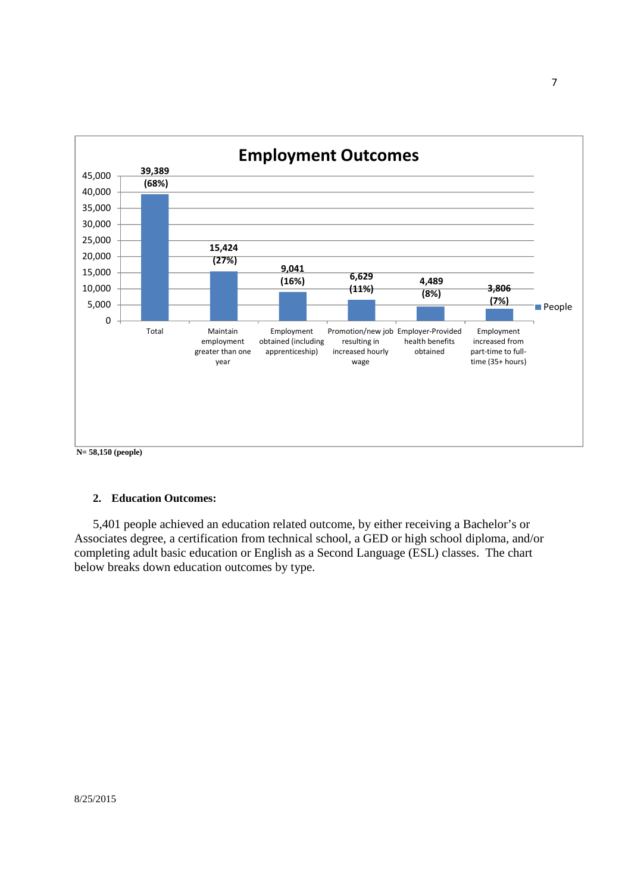**Employment Outcomes**

| Category | People |
|---|---|
| Total | 39,389 (68%) |
| Maintain employment greater than one year | 15,424 (27%) |
| Employment obtained (including apprenticeship) | 9,041 (16%) |
| Promotion/new job resulting in increased hourly wage | 6,629 (11%) |
| Employer-Provided health benefits obtained | 4,489 (8%) |
| Employment increased from part-time to full-time (35+ hours) | 3,806 (7%) |

**N= 58,150 (people)**

2. **Education Outcomes:**

5,401 people achieved an education related outcome, by either receiving a Bachelor's or Associates degree, a certification from technical school, a GED or high school diploma, and/or completing adult basic education or English as a Second Language (ESL) classes. The chart below breaks down education outcomes by type.

8/25/2015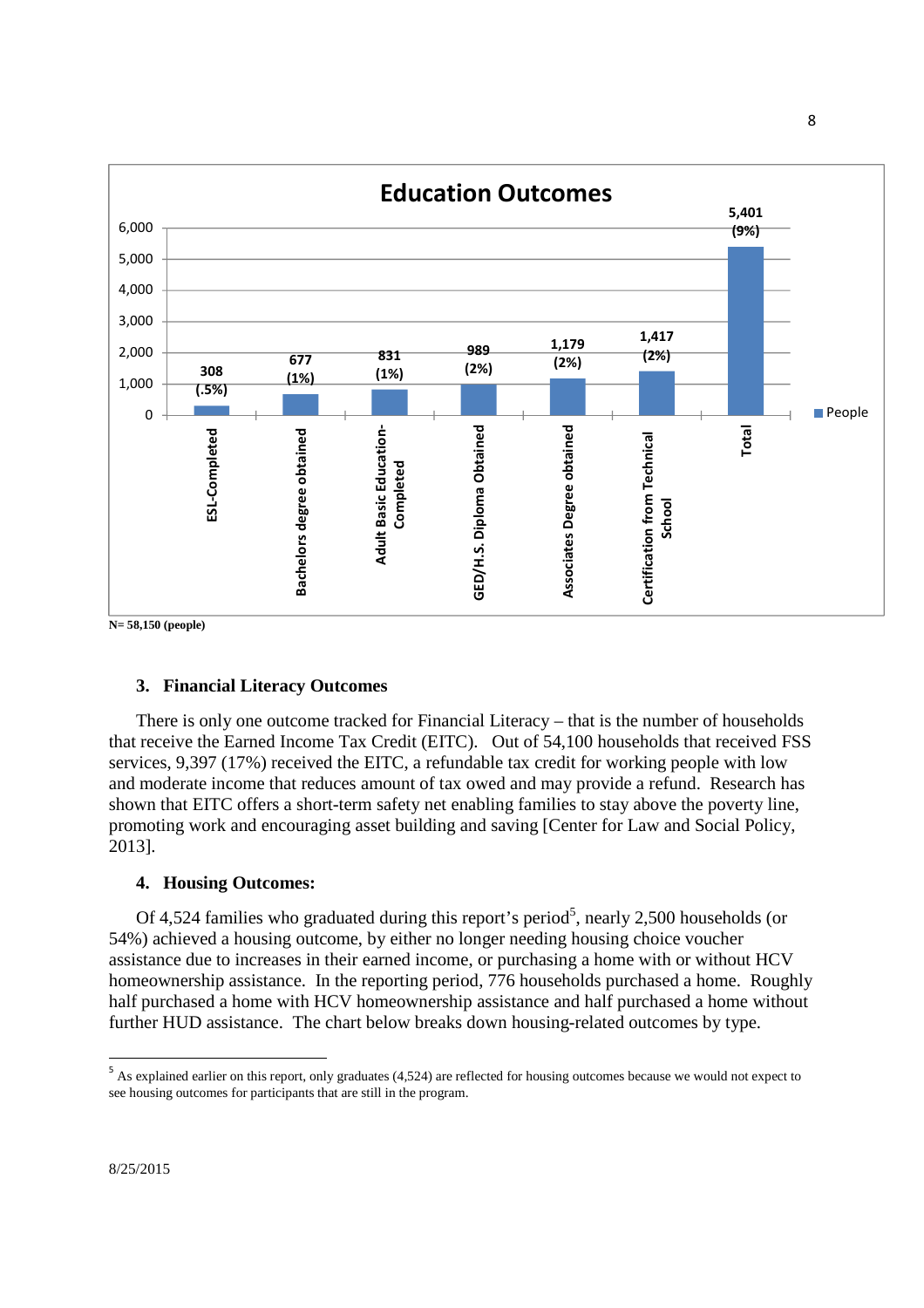**Education Outcomes**

| Category | People |
|---|---|
| ESL-Completed | 308 (.5%) |
| Bachelors degree obtained | 677 (1%) |
| Adult Basic Education-Completed | 831 (1%) |
| GED/H.S. Diploma Obtained | 989 (2%) |
| Associates Degree obtained | 1,179 (2%) |
| Certification from Technical School | 1,417 (2%) |
| Total | 5,401 (9%) |

**N= 58,150 (people)**

### 3. Financial Literacy Outcomes

There is only one outcome tracked for Financial Literacy – that is the number of households that receive the Earned Income Tax Credit (EITC). Out of 54,100 households that received FSS services, 9,397 (17%) received the EITC, a refundable tax credit for working people with low and moderate income that reduces amount of tax owed and may provide a refund. Research has shown that EITC offers a short-term safety net enabling families to stay above the poverty line, promoting work and encouraging asset building and saving [Center for Law and Social Policy, 2013].

### 4. Housing Outcomes:

Of 4,524 families who graduated during this report's period[5], nearly 2,500 households (or 54%) achieved a housing outcome, by either no longer needing housing choice voucher assistance due to increases in their earned income, or purchasing a home with or without HCV homeownership assistance. In the reporting period, 776 households purchased a home. Roughly half purchased a home with HCV homeownership assistance and half purchased a home without further HUD assistance. The chart below breaks down housing-related outcomes by type.

[5] As explained earlier on this report, only graduates (4,524) are reflected for housing outcomes because we would not expect to see housing outcomes for participants that are still in the program.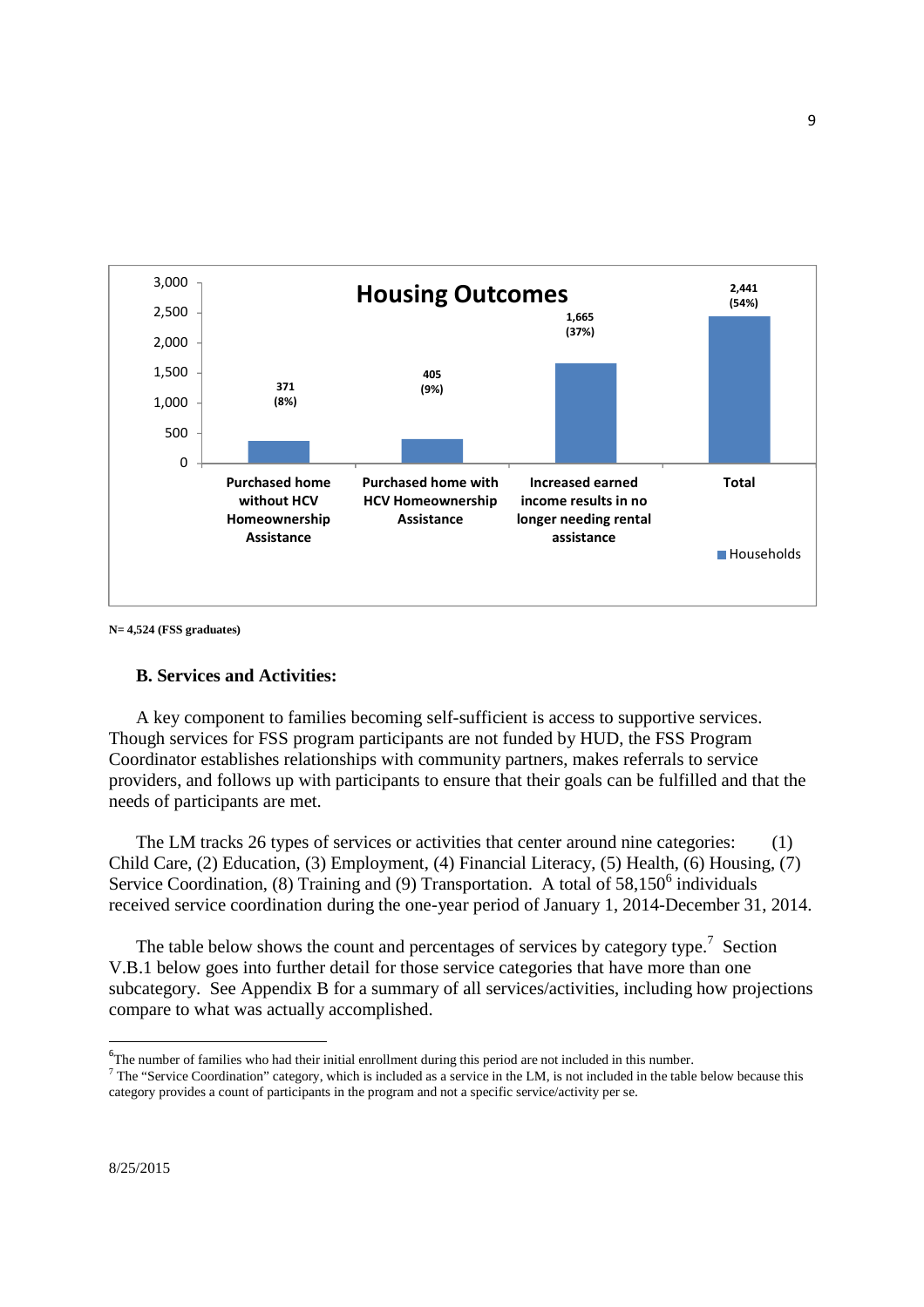**Housing Outcomes**

| | Households |
|---|---|
| Purchased home without HCV Homeownership Assistance | 371 (8%) |
| Purchased home with HCV Homeownership Assistance | 405 (9%) |
| Increased earned income results in no longer needing rental assistance | 1,665 (37%) |
| Total | 2,441 (54%) |

**N= 4,524 (FSS graduates)**

## B. Services and Activities:

A key component to families becoming self-sufficient is access to supportive services. Though services for FSS program participants are not funded by HUD, the FSS Program Coordinator establishes relationships with community partners, makes referrals to service providers, and follows up with participants to ensure that their goals can be fulfilled and that the needs of participants are met.

The LM tracks 26 types of services or activities that center around nine categories: (1) Child Care, (2) Education, (3) Employment, (4) Financial Literacy, (5) Health, (6) Housing, (7) Service Coordination, (8) Training and (9) Transportation. A total of 58,150[6] individuals received service coordination during the one-year period of January 1, 2014-December 31, 2014.

The table below shows the count and percentages of services by category type.[7] Section V.B.1 below goes into further detail for those service categories that have more than one subcategory. See Appendix B for a summary of all services/activities, including how projections compare to what was actually accomplished.

---

[6] The number of families who had their initial enrollment during this period are not included in this number.

[7] The "Service Coordination" category, which is included as a service in the LM, is not included in the table below because this category provides a count of participants in the program and not a specific service/activity per se.

8/25/2015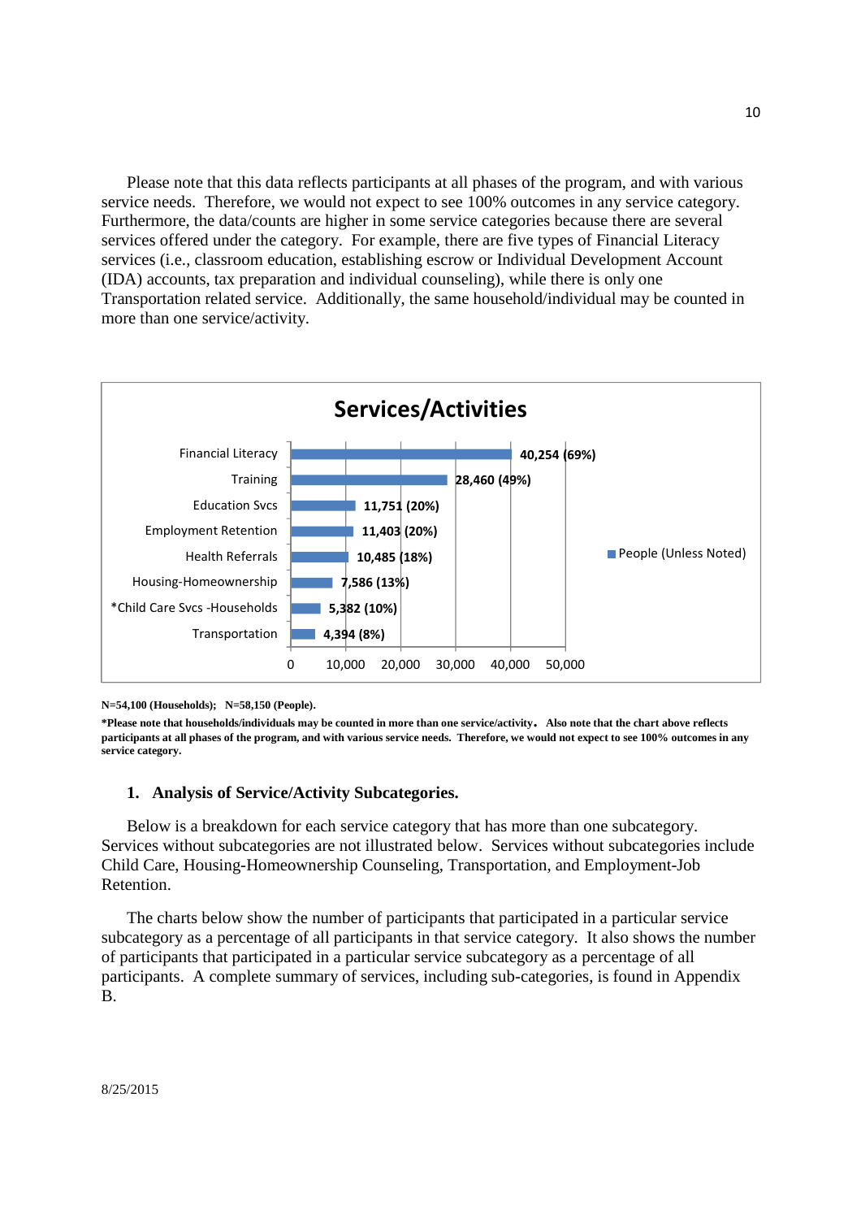Please note that this data reflects participants at all phases of the program, and with various service needs. Therefore, we would not expect to see 100% outcomes in any service category. Furthermore, the data/counts are higher in some service categories because there are several services offered under the category. For example, there are five types of Financial Literacy services (i.e., classroom education, establishing escrow or Individual Development Account (IDA) accounts, tax preparation and individual counseling), while there is only one Transportation related service. Additionally, the same household/individual may be counted in more than one service/activity.

**Services/Activities**

| Service/Activity | People (Unless Noted) |
| --- | --- |
| Financial Literacy | 40,254 (69%) |
| Training | 28,460 (49%) |
| Education Svcs | 11,751 (20%) |
| Employment Retention | 11,403 (20%) |
| Health Referrals | 10,485 (18%) |
| Housing-Homeownership | 7,586 (13%) |
| *Child Care Svcs -Households | 5,382 (10%) |
| Transportation | 4,394 (8%) |

**N=54,100 (Households); N=58,150 (People).**

***Please note that households/individuals may be counted in more than one service/activity. Also note that the chart above reflects participants at all phases of the program, and with various service needs. Therefore, we would not expect to see 100% outcomes in any service category.**

### 1. Analysis of Service/Activity Subcategories.

Below is a breakdown for each service category that has more than one subcategory. Services without subcategories are not illustrated below. Services without subcategories include Child Care, Housing-Homeownership Counseling, Transportation, and Employment-Job Retention.

The charts below show the number of participants that participated in a particular service subcategory as a percentage of all participants in that service category. It also shows the number of participants that participated in a particular service subcategory as a percentage of all participants. A complete summary of services, including sub-categories, is found in Appendix B.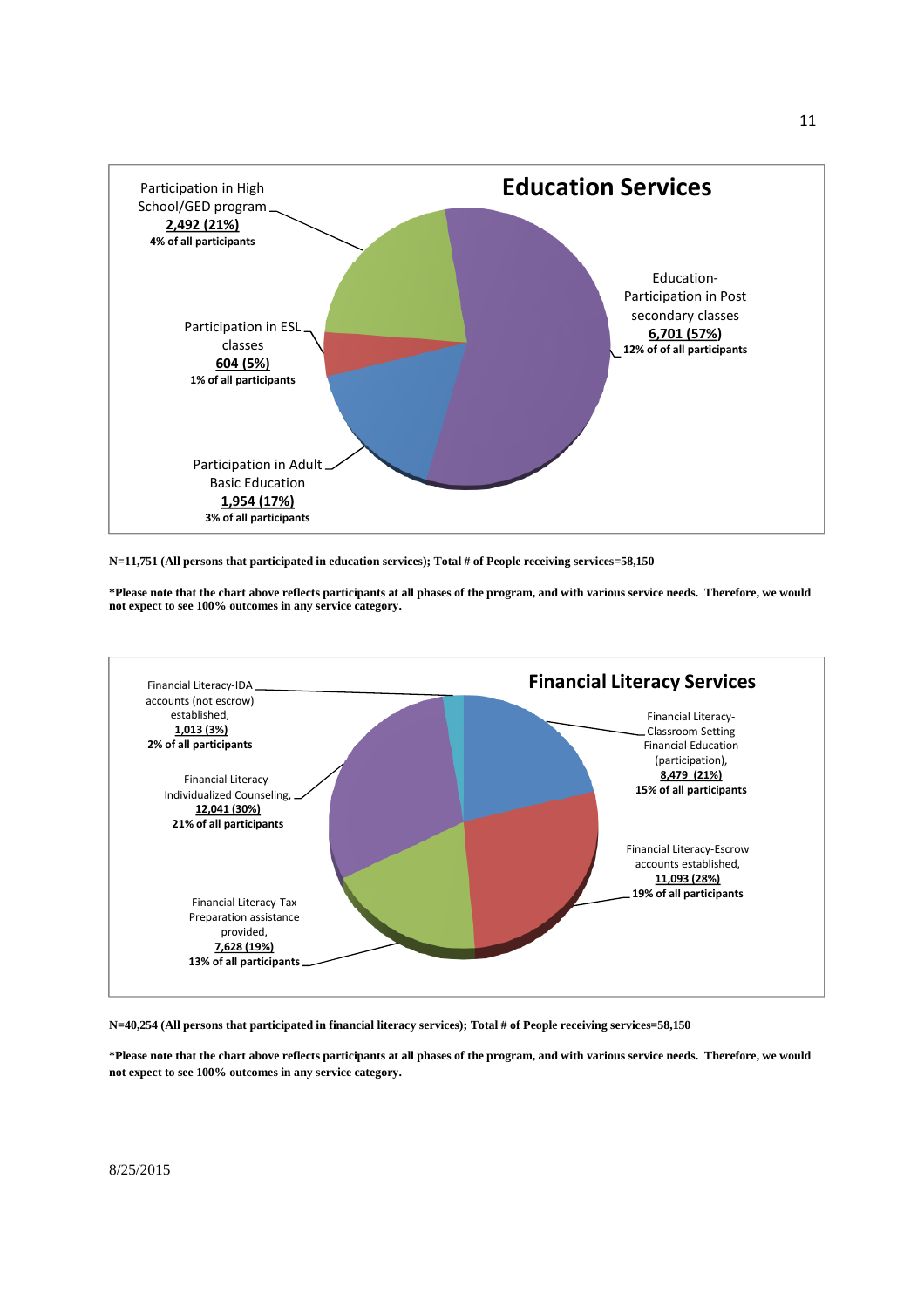## Education Services

Participation in High School/GED program
**2,492 (21%)**
**4% of all participants**

Education-Participation in Post secondary classes
**6,701 (57%)**
**12% of of all participants**

Participation in ESL classes
**604 (5%)**
**1% of all participants**

Participation in Adult Basic Education
**1,954 (17%)**
**3% of all participants**

**N=11,751 (All persons that participated in education services); Total # of People receiving services=58,150**

***Please note that the chart above reflects participants at all phases of the program, and with various service needs. Therefore, we would not expect to see 100% outcomes in any service category.**

## Financial Literacy Services

Financial Literacy-IDA accounts (not escrow) established,
**1,013 (3%)**
**2% of all participants**

Financial Literacy-Classroom Setting Financial Education (participation),
**8,479 (21%)**
**15% of all participants**

Financial Literacy-Individualized Counseling,
**12,041 (30%)**
**21% of all participants**

Financial Literacy-Escrow accounts established,
**11,093 (28%)**
**19% of all participants**

Financial Literacy-Tax Preparation assistance provided,
**7,628 (19%)**
**13% of all participants**

**N=40,254 (All persons that participated in financial literacy services); Total # of People receiving services=58,150**

***Please note that the chart above reflects participants at all phases of the program, and with various service needs. Therefore, we would not expect to see 100% outcomes in any service category.**

8/25/2015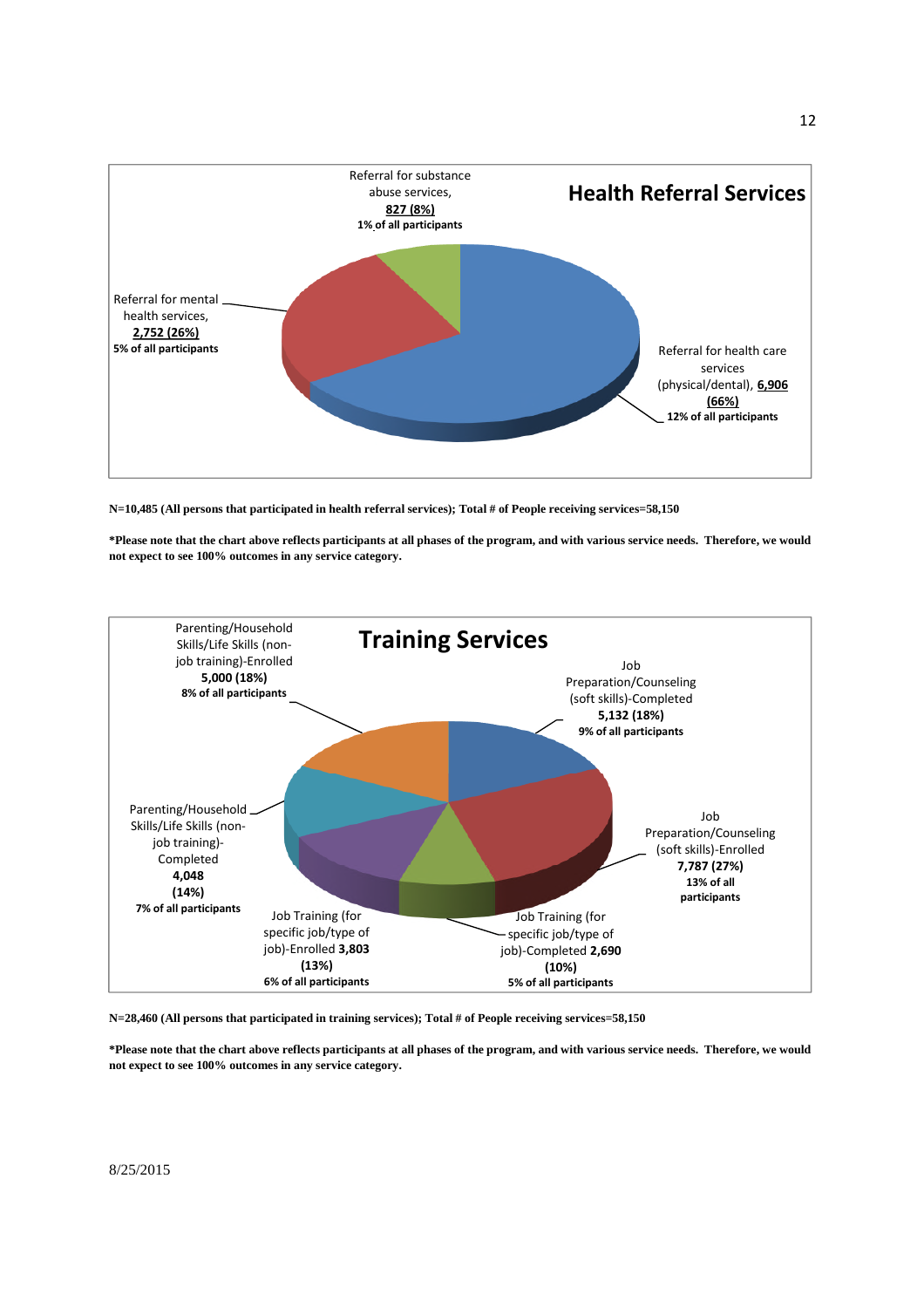## Health Referral Services

- Referral for substance abuse services, 827 (8%) — 1% of all participants
- Referral for mental health services, 2,752 (26%) — 5% of all participants
- Referral for health care services (physical/dental), 6,906 (66%) — 12% of all participants

**N=10,485 (All persons that participated in health referral services); Total # of People receiving services=58,150**

***Please note that the chart above reflects participants at all phases of the program, and with various service needs. Therefore, we would not expect to see 100% outcomes in any service category.**

## Training Services

- Parenting/Household Skills/Life Skills (non-job training)-Enrolled **5,000 (18%)** — 8% of all participants
- Job Preparation/Counseling (soft skills)-Completed **5,132 (18%)** — 9% of all participants
- Parenting/Household Skills/Life Skills (non-job training)-Completed **4,048 (14%)** — 7% of all participants
- Job Preparation/Counseling (soft skills)-Enrolled **7,787 (27%)** — 13% of all participants
- Job Training (for specific job/type of job)-Enrolled **3,803 (13%)** — 6% of all participants
- Job Training (for specific job/type of job)-Completed **2,690 (10%)** — 5% of all participants

**N=28,460 (All persons that participated in training services); Total # of People receiving services=58,150**

***Please note that the chart above reflects participants at all phases of the program, and with various service needs. Therefore, we would not expect to see 100% outcomes in any service category.**

8/25/2015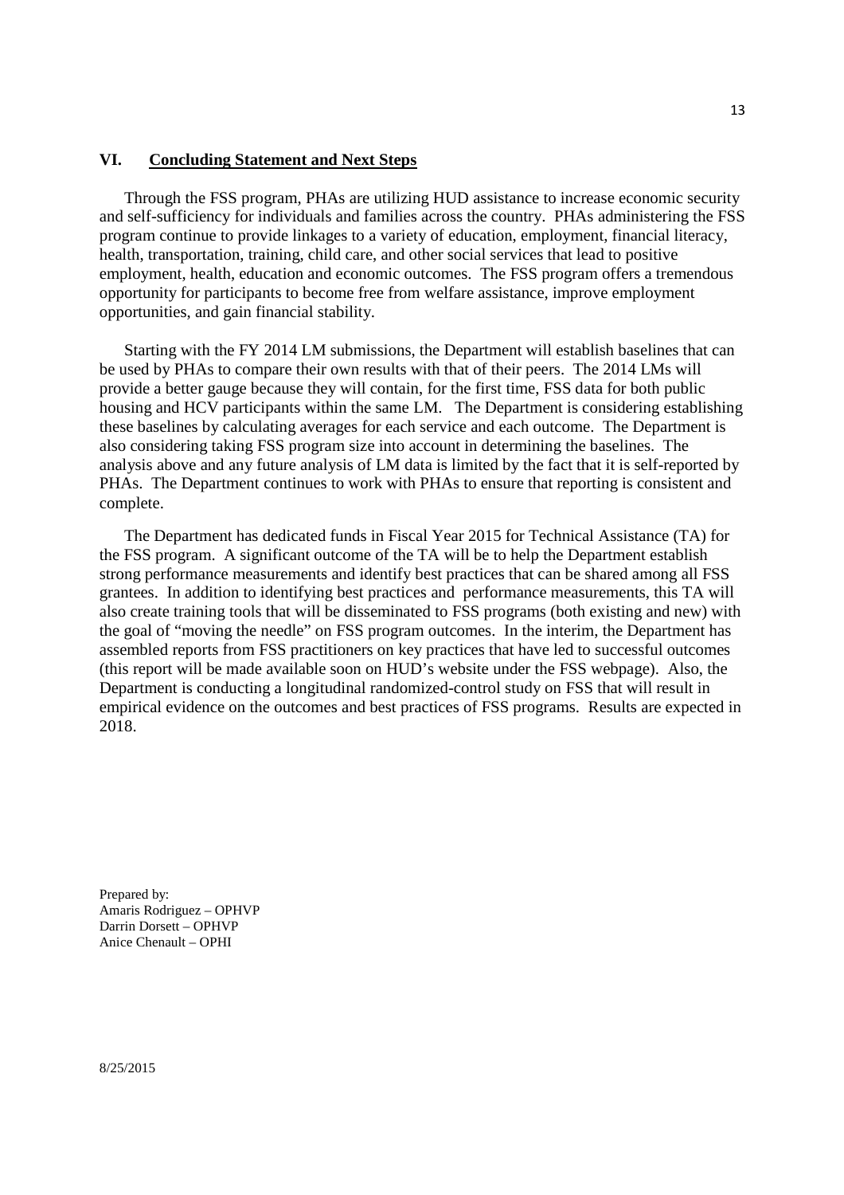## VI. Concluding Statement and Next Steps

Through the FSS program, PHAs are utilizing HUD assistance to increase economic security and self-sufficiency for individuals and families across the country. PHAs administering the FSS program continue to provide linkages to a variety of education, employment, financial literacy, health, transportation, training, child care, and other social services that lead to positive employment, health, education and economic outcomes. The FSS program offers a tremendous opportunity for participants to become free from welfare assistance, improve employment opportunities, and gain financial stability.

Starting with the FY 2014 LM submissions, the Department will establish baselines that can be used by PHAs to compare their own results with that of their peers. The 2014 LMs will provide a better gauge because they will contain, for the first time, FSS data for both public housing and HCV participants within the same LM. The Department is considering establishing these baselines by calculating averages for each service and each outcome. The Department is also considering taking FSS program size into account in determining the baselines. The analysis above and any future analysis of LM data is limited by the fact that it is self-reported by PHAs. The Department continues to work with PHAs to ensure that reporting is consistent and complete.

The Department has dedicated funds in Fiscal Year 2015 for Technical Assistance (TA) for the FSS program. A significant outcome of the TA will be to help the Department establish strong performance measurements and identify best practices that can be shared among all FSS grantees. In addition to identifying best practices and performance measurements, this TA will also create training tools that will be disseminated to FSS programs (both existing and new) with the goal of "moving the needle" on FSS program outcomes. In the interim, the Department has assembled reports from FSS practitioners on key practices that have led to successful outcomes (this report will be made available soon on HUD's website under the FSS webpage). Also, the Department is conducting a longitudinal randomized-control study on FSS that will result in empirical evidence on the outcomes and best practices of FSS programs. Results are expected in 2018.

Prepared by:
Amaris Rodriguez – OPHVP
Darrin Dorsett – OPHVP
Anice Chenault – OPHI

8/25/2015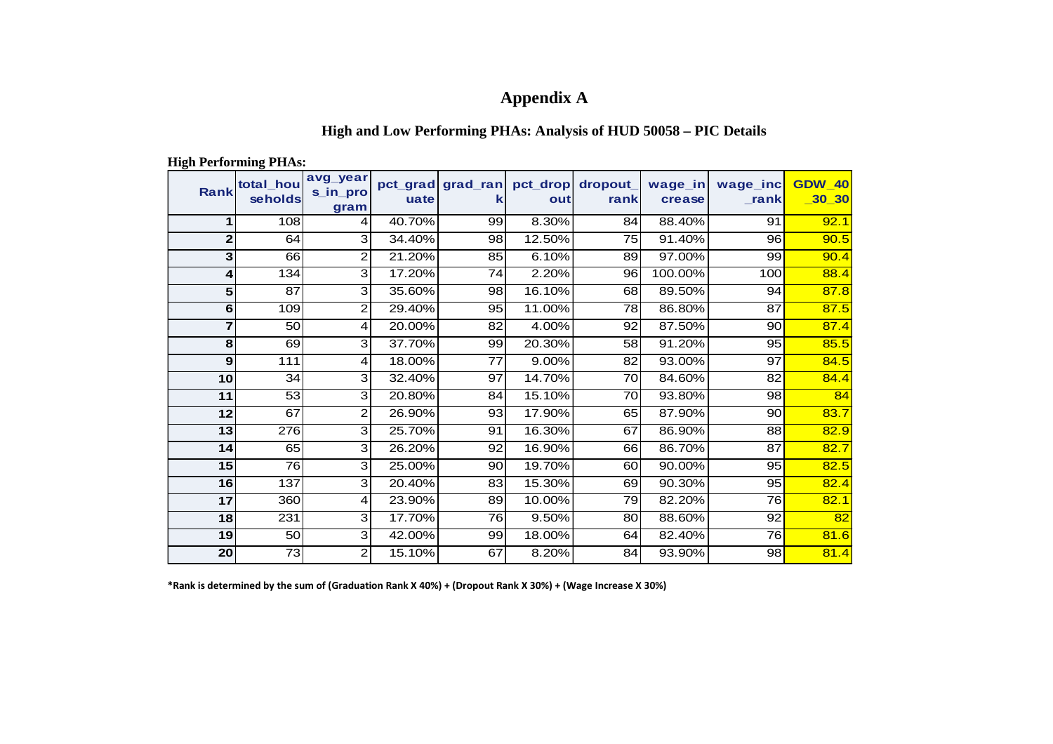# Appendix A

## High and Low Performing PHAs: Analysis of HUD 50058 – PIC Details

**High Performing PHAs:**

| Rank | total_households | avg_years_in_program | pct_graduate | grad_rank | pct_dropout | dropout_rank | wage_increase | wage_inc_rank | GDW_40_30_30 |
|---|---|---|---|---|---|---|---|---|---|
| 1 | 108 | 4 | 40.70% | 99 | 8.30% | 84 | 88.40% | 91 | 92.1 |
| 2 | 64 | 3 | 34.40% | 98 | 12.50% | 75 | 91.40% | 96 | 90.5 |
| 3 | 66 | 2 | 21.20% | 85 | 6.10% | 89 | 97.00% | 99 | 90.4 |
| 4 | 134 | 3 | 17.20% | 74 | 2.20% | 96 | 100.00% | 100 | 88.4 |
| 5 | 87 | 3 | 35.60% | 98 | 16.10% | 68 | 89.50% | 94 | 87.8 |
| 6 | 109 | 2 | 29.40% | 95 | 11.00% | 78 | 86.80% | 87 | 87.5 |
| 7 | 50 | 4 | 20.00% | 82 | 4.00% | 92 | 87.50% | 90 | 87.4 |
| 8 | 69 | 3 | 37.70% | 99 | 20.30% | 58 | 91.20% | 95 | 85.5 |
| 9 | 111 | 4 | 18.00% | 77 | 9.00% | 82 | 93.00% | 97 | 84.5 |
| 10 | 34 | 3 | 32.40% | 97 | 14.70% | 70 | 84.60% | 82 | 84.4 |
| 11 | 53 | 3 | 20.80% | 84 | 15.10% | 70 | 93.80% | 98 | 84 |
| 12 | 67 | 2 | 26.90% | 93 | 17.90% | 65 | 87.90% | 90 | 83.7 |
| 13 | 276 | 3 | 25.70% | 91 | 16.30% | 67 | 86.90% | 88 | 82.9 |
| 14 | 65 | 3 | 26.20% | 92 | 16.90% | 66 | 86.70% | 87 | 82.7 |
| 15 | 76 | 3 | 25.00% | 90 | 19.70% | 60 | 90.00% | 95 | 82.5 |
| 16 | 137 | 3 | 20.40% | 83 | 15.30% | 69 | 90.30% | 95 | 82.4 |
| 17 | 360 | 4 | 23.90% | 89 | 10.00% | 79 | 82.20% | 76 | 82.1 |
| 18 | 231 | 3 | 17.70% | 76 | 9.50% | 80 | 88.60% | 92 | 82 |
| 19 | 50 | 3 | 42.00% | 99 | 18.00% | 64 | 82.40% | 76 | 81.6 |
| 20 | 73 | 2 | 15.10% | 67 | 8.20% | 84 | 93.90% | 98 | 81.4 |

**\*Rank is determined by the sum of (Graduation Rank X 40%) + (Dropout Rank X 30%) + (Wage Increase X 30%)**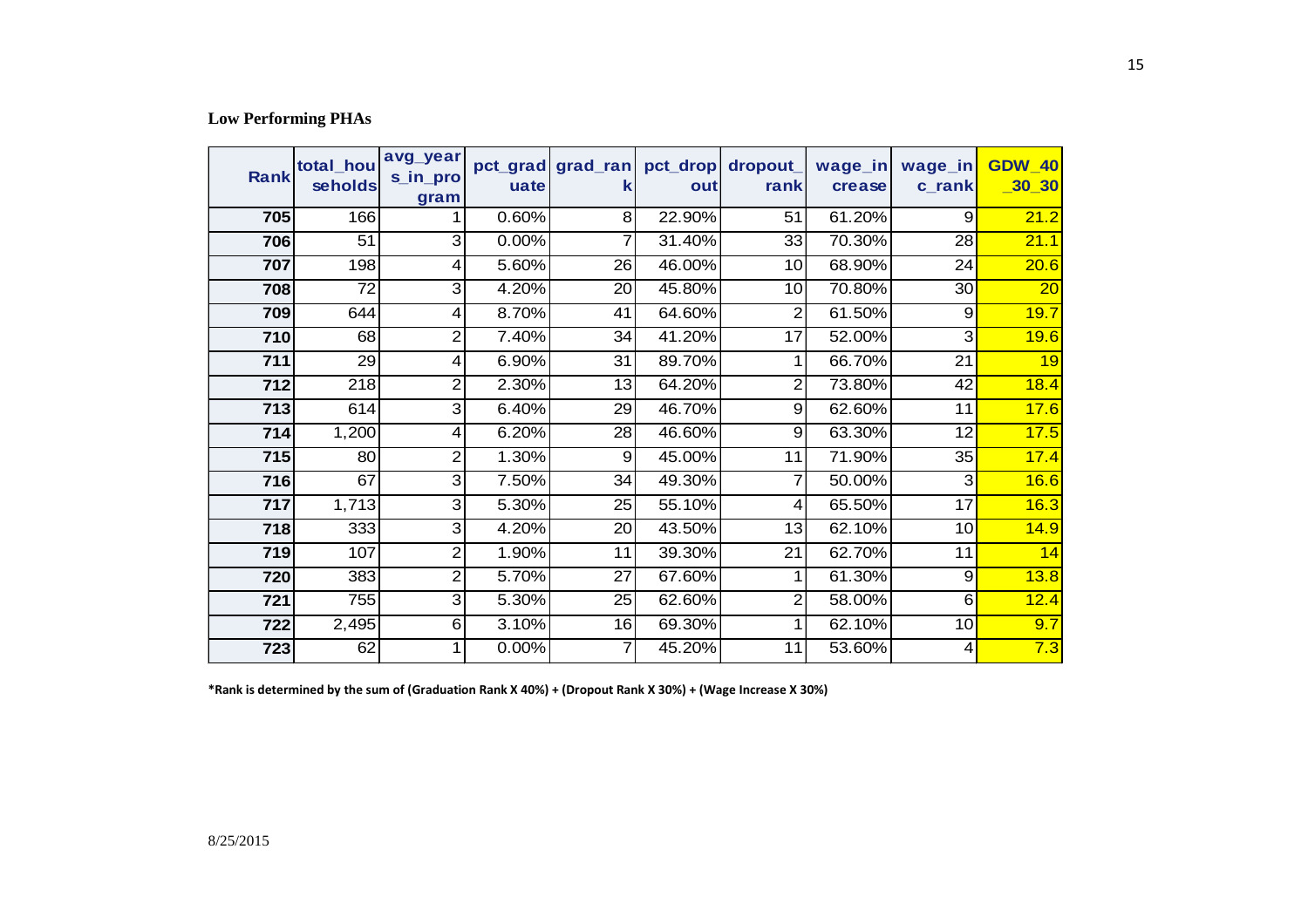**Low Performing PHAs**

| Rank | total_households | avg_years_in_program | pct_graduate | grad_rank | pct_dropout | dropout_rank | wage_increase | wage_inc_rank | GDW_40_30_30 |
|---|---|---|---|---|---|---|---|---|---|
| 705 | 166 | 1 | 0.60% | 8 | 22.90% | 51 | 61.20% | 9 | 21.2 |
| 706 | 51 | 3 | 0.00% | 7 | 31.40% | 33 | 70.30% | 28 | 21.1 |
| 707 | 198 | 4 | 5.60% | 26 | 46.00% | 10 | 68.90% | 24 | 20.6 |
| 708 | 72 | 3 | 4.20% | 20 | 45.80% | 10 | 70.80% | 30 | 20 |
| 709 | 644 | 4 | 8.70% | 41 | 64.60% | 2 | 61.50% | 9 | 19.7 |
| 710 | 68 | 2 | 7.40% | 34 | 41.20% | 17 | 52.00% | 3 | 19.6 |
| 711 | 29 | 4 | 6.90% | 31 | 89.70% | 1 | 66.70% | 21 | 19 |
| 712 | 218 | 2 | 2.30% | 13 | 64.20% | 2 | 73.80% | 42 | 18.4 |
| 713 | 614 | 3 | 6.40% | 29 | 46.70% | 9 | 62.60% | 11 | 17.6 |
| 714 | 1,200 | 4 | 6.20% | 28 | 46.60% | 9 | 63.30% | 12 | 17.5 |
| 715 | 80 | 2 | 1.30% | 9 | 45.00% | 11 | 71.90% | 35 | 17.4 |
| 716 | 67 | 3 | 7.50% | 34 | 49.30% | 7 | 50.00% | 3 | 16.6 |
| 717 | 1,713 | 3 | 5.30% | 25 | 55.10% | 4 | 65.50% | 17 | 16.3 |
| 718 | 333 | 3 | 4.20% | 20 | 43.50% | 13 | 62.10% | 10 | 14.9 |
| 719 | 107 | 2 | 1.90% | 11 | 39.30% | 21 | 62.70% | 11 | 14 |
| 720 | 383 | 2 | 5.70% | 27 | 67.60% | 1 | 61.30% | 9 | 13.8 |
| 721 | 755 | 3 | 5.30% | 25 | 62.60% | 2 | 58.00% | 6 | 12.4 |
| 722 | 2,495 | 6 | 3.10% | 16 | 69.30% | 1 | 62.10% | 10 | 9.7 |
| 723 | 62 | 1 | 0.00% | 7 | 45.20% | 11 | 53.60% | 4 | 7.3 |

**\*Rank is determined by the sum of (Graduation Rank X 40%) + (Dropout Rank X 30%) + (Wage Increase X 30%)**

8/25/2015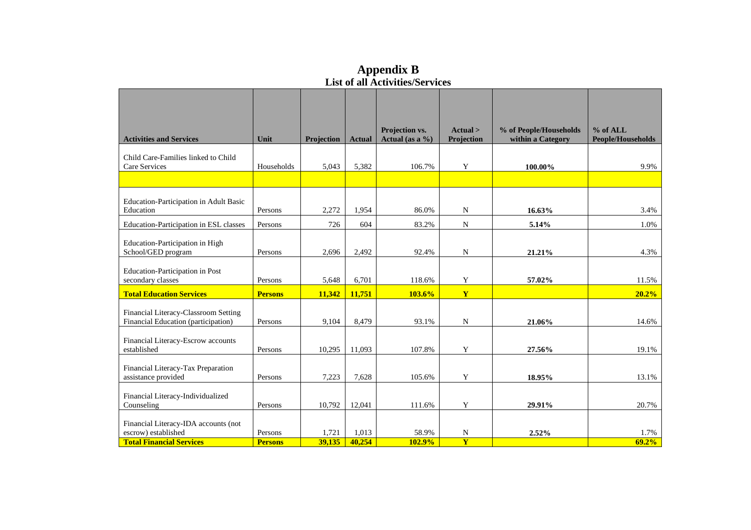# Appendix B
## List of all Activities/Services

| Activities and Services | Unit | Projection | Actual | Projection vs. Actual (as a %) | Actual > Projection | % of People/Households within a Category | % of ALL People/Households |
|---|---|---|---|---|---|---|---|
| Child Care-Families linked to Child Care Services | Households | 5,043 | 5,382 | 106.7% | Y | **100.00%** | 9.9% |
| | | | | | | | |
| Education-Participation in Adult Basic Education | Persons | 2,272 | 1,954 | 86.0% | N | **16.63%** | 3.4% |
| Education-Participation in ESL classes | Persons | 726 | 604 | 83.2% | N | **5.14%** | 1.0% |
| Education-Participation in High School/GED program | Persons | 2,696 | 2,492 | 92.4% | N | **21.21%** | 4.3% |
| Education-Participation in Post secondary classes | Persons | 5,648 | 6,701 | 118.6% | Y | **57.02%** | 11.5% |
| **Total Education Services** | **Persons** | **11,342** | **11,751** | **103.6%** | **Y** | | **20.2%** |
| Financial Literacy-Classroom Setting Financial Education (participation) | Persons | 9,104 | 8,479 | 93.1% | N | **21.06%** | 14.6% |
| Financial Literacy-Escrow accounts established | Persons | 10,295 | 11,093 | 107.8% | Y | **27.56%** | 19.1% |
| Financial Literacy-Tax Preparation assistance provided | Persons | 7,223 | 7,628 | 105.6% | Y | **18.95%** | 13.1% |
| Financial Literacy-Individualized Counseling | Persons | 10,792 | 12,041 | 111.6% | Y | **29.91%** | 20.7% |
| Financial Literacy-IDA accounts (not escrow) established | Persons | 1,721 | 1,013 | 58.9% | N | **2.52%** | 1.7% |
| **Total Financial Services** | **Persons** | **39,135** | **40,254** | **102.9%** | **Y** | | **69.2%** |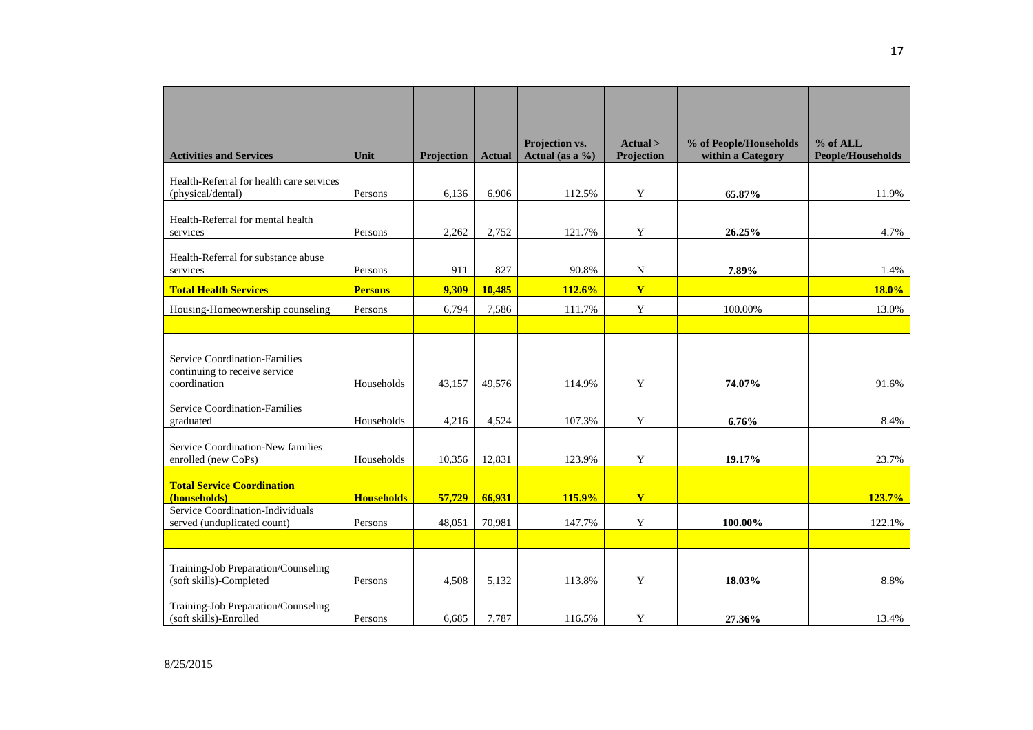| Activities and Services | Unit | Projection | Actual | Projection vs. Actual (as a %) | Actual > Projection | % of People/Households within a Category | % of ALL People/Households |
|---|---|---|---|---|---|---|---|
| Health-Referral for health care services (physical/dental) | Persons | 6,136 | 6,906 | 112.5% | Y | **65.87%** | 11.9% |
| Health-Referral for mental health services | Persons | 2,262 | 2,752 | 121.7% | Y | **26.25%** | 4.7% |
| Health-Referral for substance abuse services | Persons | 911 | 827 | 90.8% | N | **7.89%** | 1.4% |
| **Total Health Services** | **Persons** | **9,309** | **10,485** | **112.6%** | **Y** | | **18.0%** |
| Housing-Homeownership counseling | Persons | 6,794 | 7,586 | 111.7% | Y | 100.00% | 13.0% |
| | | | | | | | |
| Service Coordination-Families continuing to receive service coordination | Households | 43,157 | 49,576 | 114.9% | Y | **74.07%** | 91.6% |
| Service Coordination-Families graduated | Households | 4,216 | 4,524 | 107.3% | Y | **6.76%** | 8.4% |
| Service Coordination-New families enrolled (new CoPs) | Households | 10,356 | 12,831 | 123.9% | Y | **19.17%** | 23.7% |
| **Total Service Coordination (households)** | **Households** | **57,729** | **66,931** | **115.9%** | **Y** | | **123.7%** |
| Service Coordination-Individuals served (unduplicated count) | Persons | 48,051 | 70,981 | 147.7% | Y | **100.00%** | 122.1% |
| | | | | | | | |
| Training-Job Preparation/Counseling (soft skills)-Completed | Persons | 4,508 | 5,132 | 113.8% | Y | **18.03%** | 8.8% |
| Training-Job Preparation/Counseling (soft skills)-Enrolled | Persons | 6,685 | 7,787 | 116.5% | Y | **27.36%** | 13.4% |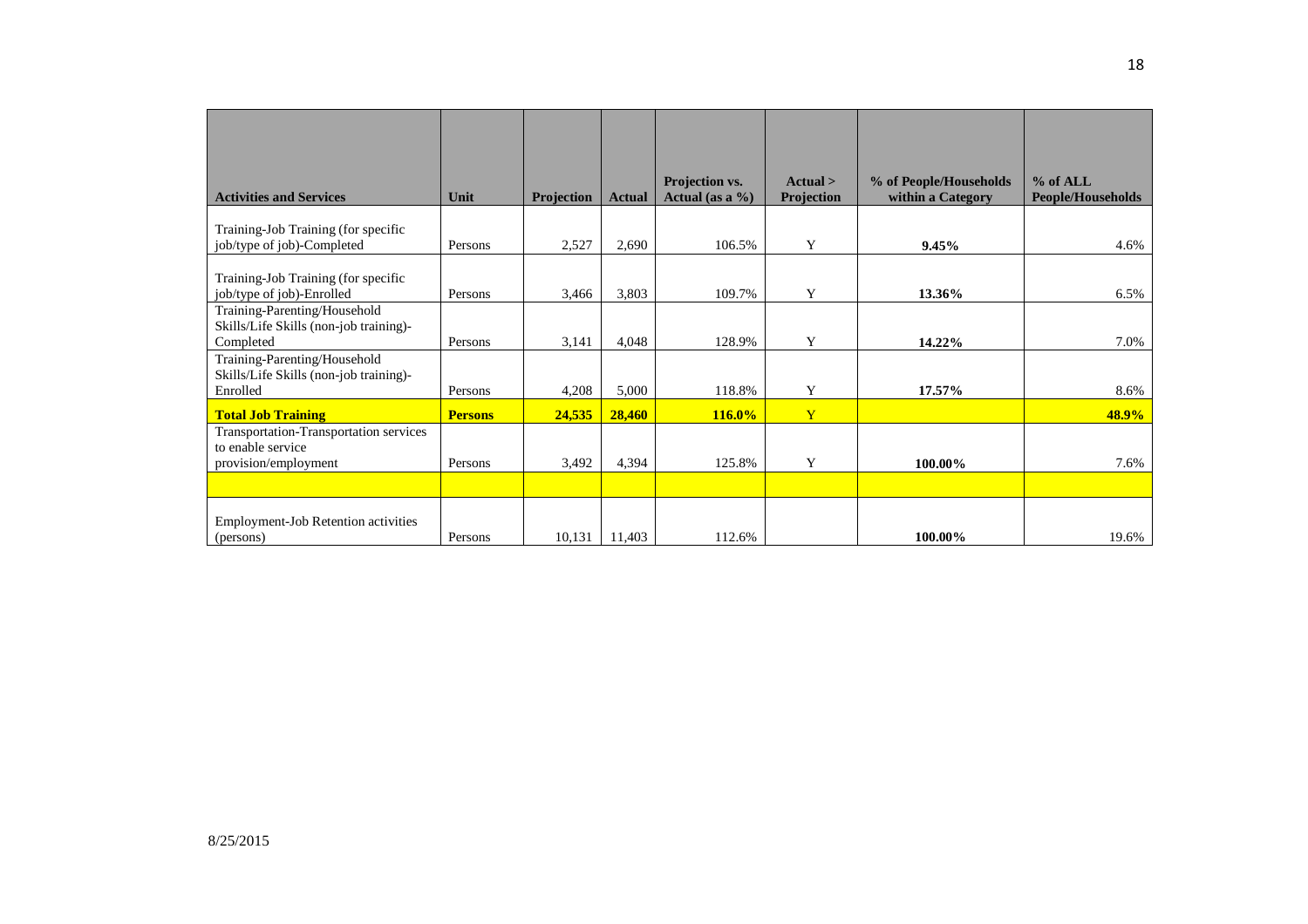| Activities and Services | Unit | Projection | Actual | Projection vs. Actual (as a %) | Actual > Projection | % of People/Households within a Category | % of ALL People/Households |
|---|---|---|---|---|---|---|---|
| Training-Job Training (for specific job/type of job)-Completed | Persons | 2,527 | 2,690 | 106.5% | Y | **9.45%** | 4.6% |
| Training-Job Training (for specific job/type of job)-Enrolled | Persons | 3,466 | 3,803 | 109.7% | Y | **13.36%** | 6.5% |
| Training-Parenting/Household Skills/Life Skills (non-job training)-Completed | Persons | 3,141 | 4,048 | 128.9% | Y | **14.22%** | 7.0% |
| Training-Parenting/Household Skills/Life Skills (non-job training)-Enrolled | Persons | 4,208 | 5,000 | 118.8% | Y | **17.57%** | 8.6% |
| **Total Job Training** | **Persons** | **24,535** | **28,460** | **116.0%** | Y | | **48.9%** |
| Transportation-Transportation services to enable service provision/employment | Persons | 3,492 | 4,394 | 125.8% | Y | **100.00%** | 7.6% |
| | | | | | | | |
| Employment-Job Retention activities (persons) | Persons | 10,131 | 11,403 | 112.6% | | **100.00%** | 19.6% |

8/25/2015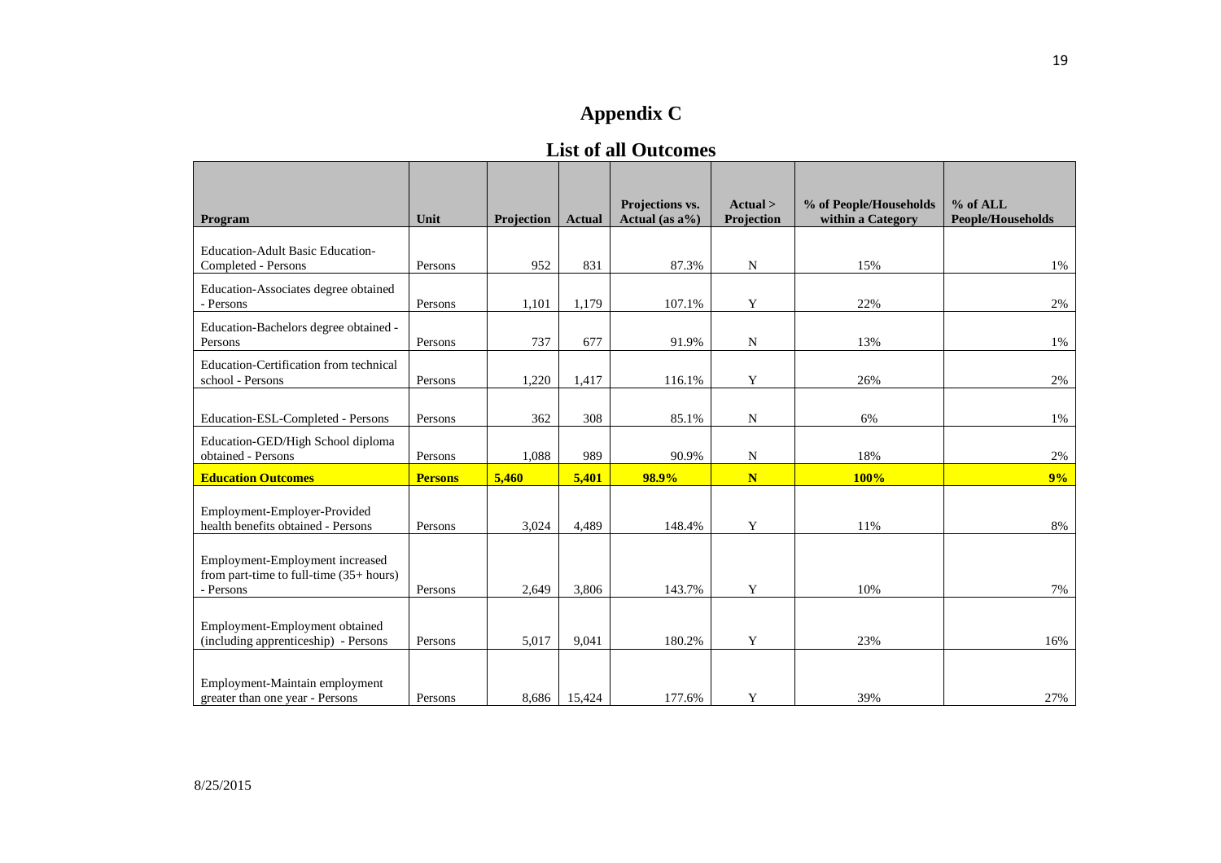# Appendix C

## List of all Outcomes

| Program | Unit | Projection | Actual | Projections vs. Actual (as a%) | Actual > Projection | % of People/Households within a Category | % of ALL People/Households |
|---|---|---|---|---|---|---|---|
| Education-Adult Basic Education-Completed - Persons | Persons | 952 | 831 | 87.3% | N | 15% | 1% |
| Education-Associates degree obtained - Persons | Persons | 1,101 | 1,179 | 107.1% | Y | 22% | 2% |
| Education-Bachelors degree obtained - Persons | Persons | 737 | 677 | 91.9% | N | 13% | 1% |
| Education-Certification from technical school - Persons | Persons | 1,220 | 1,417 | 116.1% | Y | 26% | 2% |
| Education-ESL-Completed - Persons | Persons | 362 | 308 | 85.1% | N | 6% | 1% |
| Education-GED/High School diploma obtained - Persons | Persons | 1,088 | 989 | 90.9% | N | 18% | 2% |
| **Education Outcomes** | **Persons** | **5,460** | **5,401** | **98.9%** | **N** | **100%** | **9%** |
| Employment-Employer-Provided health benefits obtained - Persons | Persons | 3,024 | 4,489 | 148.4% | Y | 11% | 8% |
| Employment-Employment increased from part-time to full-time (35+ hours) - Persons | Persons | 2,649 | 3,806 | 143.7% | Y | 10% | 7% |
| Employment-Employment obtained (including apprenticeship) - Persons | Persons | 5,017 | 9,041 | 180.2% | Y | 23% | 16% |
| Employment-Maintain employment greater than one year - Persons | Persons | 8,686 | 15,424 | 177.6% | Y | 39% | 27% |

8/25/2015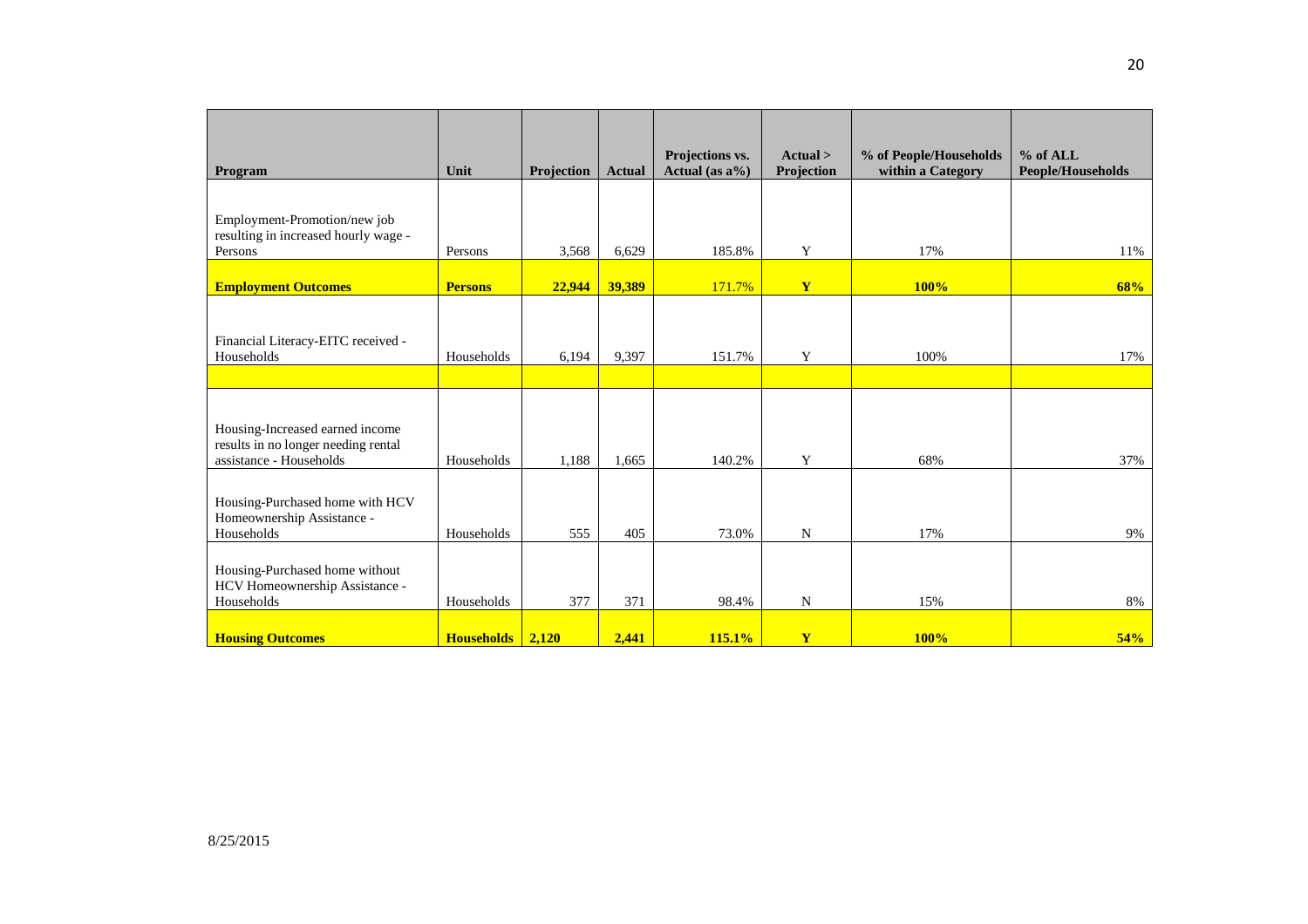| Program | Unit | Projection | Actual | Projections vs. Actual (as a%) | Actual > Projection | % of People/Households within a Category | % of ALL People/Households |
|---|---|---|---|---|---|---|---|
| Employment-Promotion/new job resulting in increased hourly wage - Persons | Persons | 3,568 | 6,629 | 185.8% | Y | 17% | 11% |
| **Employment Outcomes** | **Persons** | **22,944** | **39,389** | 171.7% | **Y** | **100%** | **68%** |
| Financial Literacy-EITC received - Households | Households | 6,194 | 9,397 | 151.7% | Y | 100% | 17% |
| | | | | | | | |
| Housing-Increased earned income results in no longer needing rental assistance - Households | Households | 1,188 | 1,665 | 140.2% | Y | 68% | 37% |
| Housing-Purchased home with HCV Homeownership Assistance - Households | Households | 555 | 405 | 73.0% | N | 17% | 9% |
| Housing-Purchased home without HCV Homeownership Assistance - Households | Households | 377 | 371 | 98.4% | N | 15% | 8% |
| **Housing Outcomes** | **Households** | **2,120** | **2,441** | **115.1%** | **Y** | **100%** | **54%** |

8/25/2015